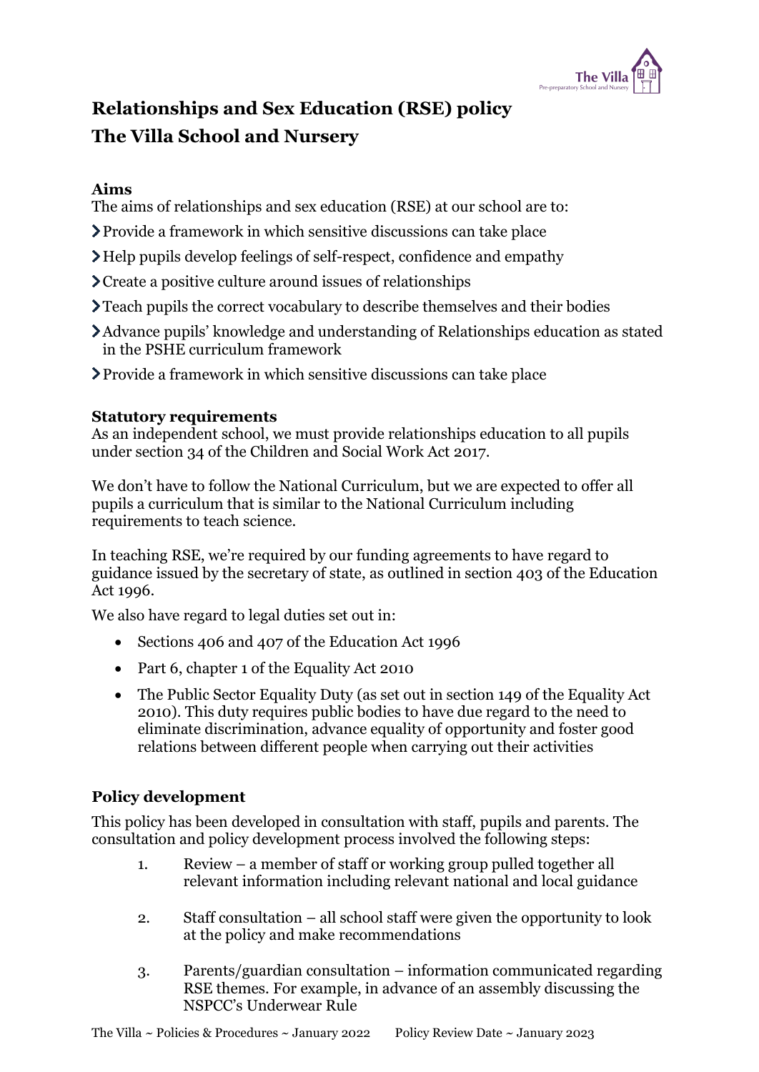# Relationships and Sex Education (RSE) policy
# The Villa School and Nursery

### Aims

The aims of relationships and sex education (RSE) at our school are to:

- Provide a framework in which sensitive discussions can take place
- Help pupils develop feelings of self-respect, confidence and empathy
- Create a positive culture around issues of relationships
- Teach pupils the correct vocabulary to describe themselves and their bodies
- Advance pupils' knowledge and understanding of Relationships education as stated in the PSHE curriculum framework
- Provide a framework in which sensitive discussions can take place

### Statutory requirements

As an independent school, we must provide relationships education to all pupils under section 34 of the Children and Social Work Act 2017.

We don't have to follow the National Curriculum, but we are expected to offer all pupils a curriculum that is similar to the National Curriculum including requirements to teach science.

In teaching RSE, we're required by our funding agreements to have regard to guidance issued by the secretary of state, as outlined in section 403 of the Education Act 1996.

We also have regard to legal duties set out in:

- Sections 406 and 407 of the Education Act 1996
- Part 6, chapter 1 of the Equality Act 2010
- The Public Sector Equality Duty (as set out in section 149 of the Equality Act 2010). This duty requires public bodies to have due regard to the need to eliminate discrimination, advance equality of opportunity and foster good relations between different people when carrying out their activities

### Policy development

This policy has been developed in consultation with staff, pupils and parents. The consultation and policy development process involved the following steps:

1. Review – a member of staff or working group pulled together all relevant information including relevant national and local guidance
2. Staff consultation – all school staff were given the opportunity to look at the policy and make recommendations
3. Parents/guardian consultation – information communicated regarding RSE themes. For example, in advance of an assembly discussing the NSPCC's Underwear Rule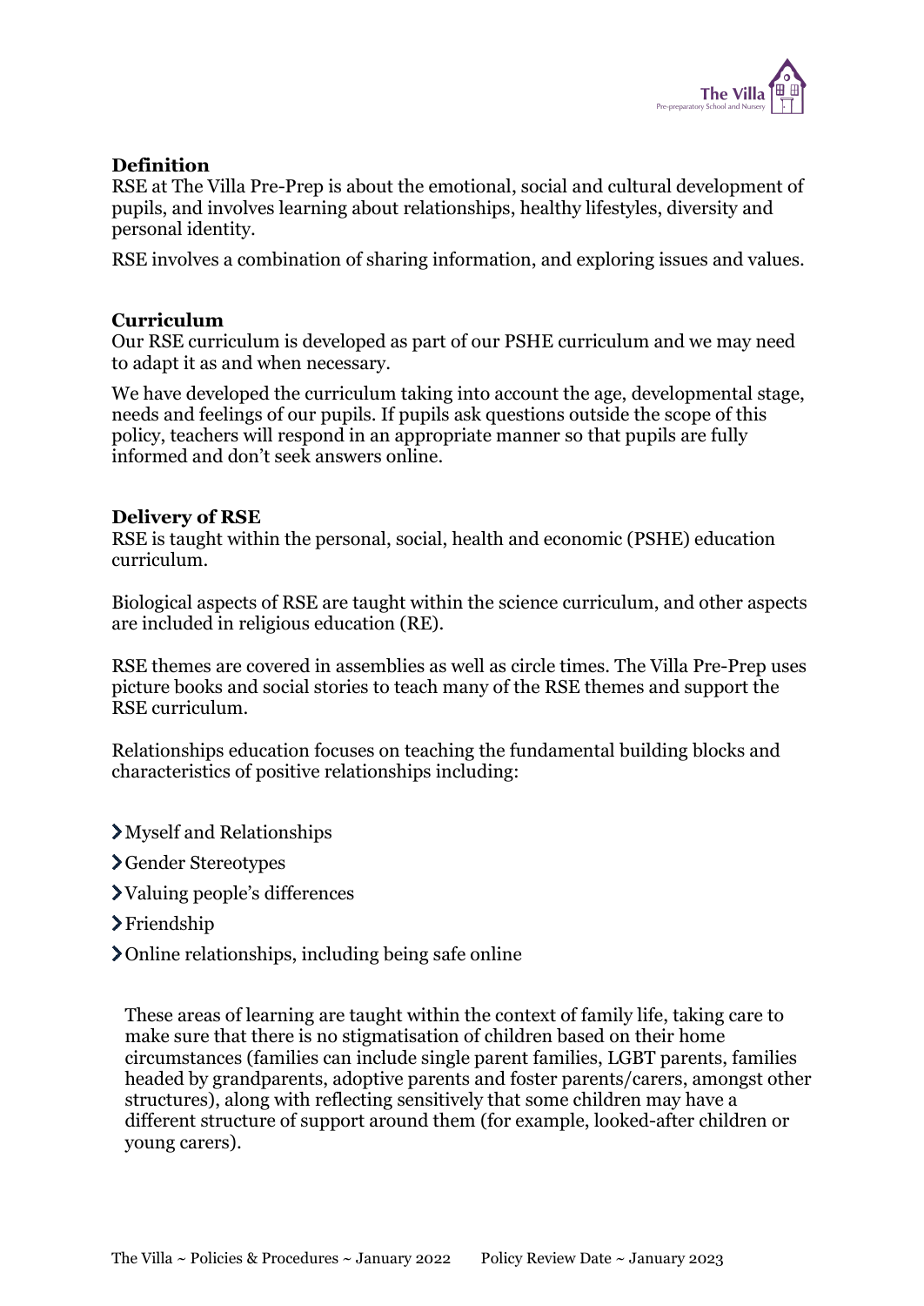## Definition

RSE at The Villa Pre-Prep is about the emotional, social and cultural development of pupils, and involves learning about relationships, healthy lifestyles, diversity and personal identity.

RSE involves a combination of sharing information, and exploring issues and values.

## Curriculum

Our RSE curriculum is developed as part of our PSHE curriculum and we may need to adapt it as and when necessary.

We have developed the curriculum taking into account the age, developmental stage, needs and feelings of our pupils. If pupils ask questions outside the scope of this policy, teachers will respond in an appropriate manner so that pupils are fully informed and don't seek answers online.

## Delivery of RSE

RSE is taught within the personal, social, health and economic (PSHE) education curriculum.

Biological aspects of RSE are taught within the science curriculum, and other aspects are included in religious education (RE).

RSE themes are covered in assemblies as well as circle times. The Villa Pre-Prep uses picture books and social stories to teach many of the RSE themes and support the RSE curriculum.

Relationships education focuses on teaching the fundamental building blocks and characteristics of positive relationships including:

- Myself and Relationships
- Gender Stereotypes
- Valuing people's differences
- Friendship
- Online relationships, including being safe online

These areas of learning are taught within the context of family life, taking care to make sure that there is no stigmatisation of children based on their home circumstances (families can include single parent families, LGBT parents, families headed by grandparents, adoptive parents and foster parents/carers, amongst other structures), along with reflecting sensitively that some children may have a different structure of support around them (for example, looked-after children or young carers).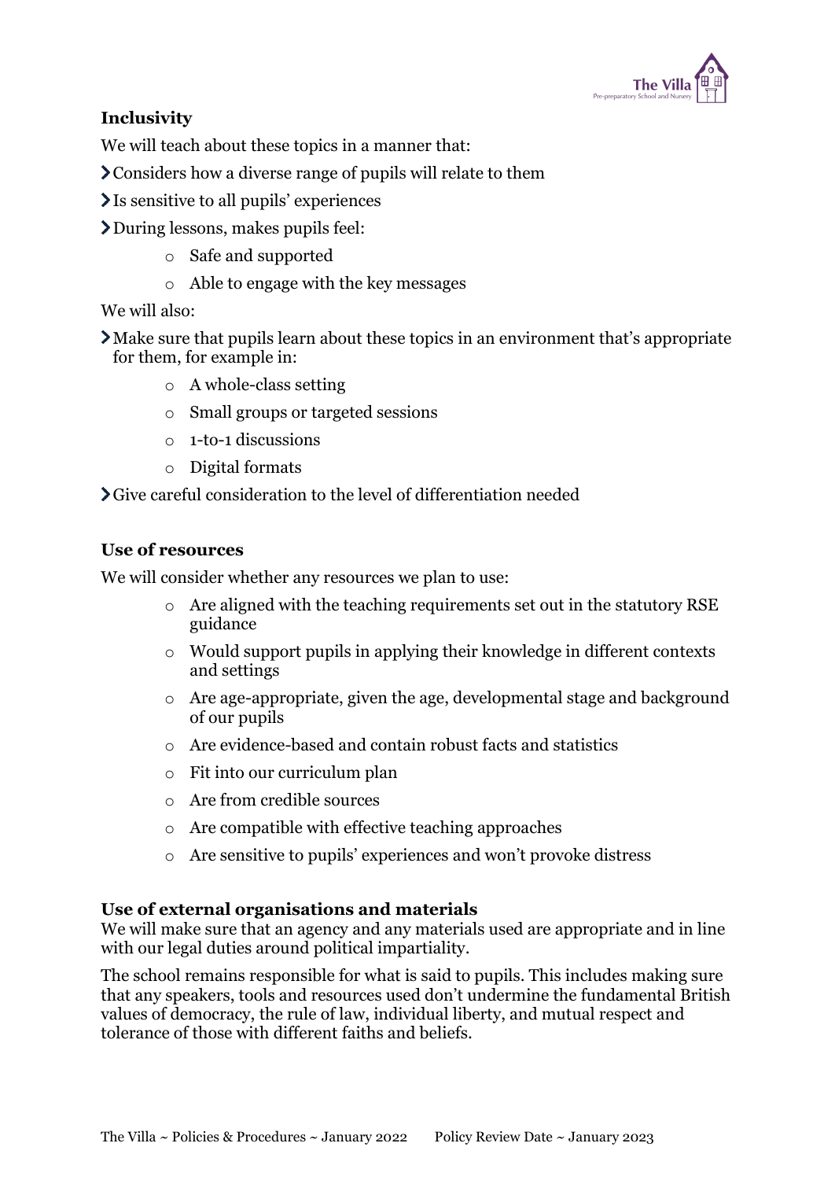## Inclusivity

We will teach about these topics in a manner that:

- Considers how a diverse range of pupils will relate to them
- Is sensitive to all pupils' experiences
- During lessons, makes pupils feel:
  - Safe and supported
  - Able to engage with the key messages

We will also:

- Make sure that pupils learn about these topics in an environment that's appropriate for them, for example in:
  - A whole-class setting
  - Small groups or targeted sessions
  - 1-to-1 discussions
  - Digital formats
- Give careful consideration to the level of differentiation needed

## Use of resources

We will consider whether any resources we plan to use:

- Are aligned with the teaching requirements set out in the statutory RSE guidance
- Would support pupils in applying their knowledge in different contexts and settings
- Are age-appropriate, given the age, developmental stage and background of our pupils
- Are evidence-based and contain robust facts and statistics
- Fit into our curriculum plan
- Are from credible sources
- Are compatible with effective teaching approaches
- Are sensitive to pupils' experiences and won't provoke distress

## Use of external organisations and materials

We will make sure that an agency and any materials used are appropriate and in line with our legal duties around political impartiality.

The school remains responsible for what is said to pupils. This includes making sure that any speakers, tools and resources used don't undermine the fundamental British values of democracy, the rule of law, individual liberty, and mutual respect and tolerance of those with different faiths and beliefs.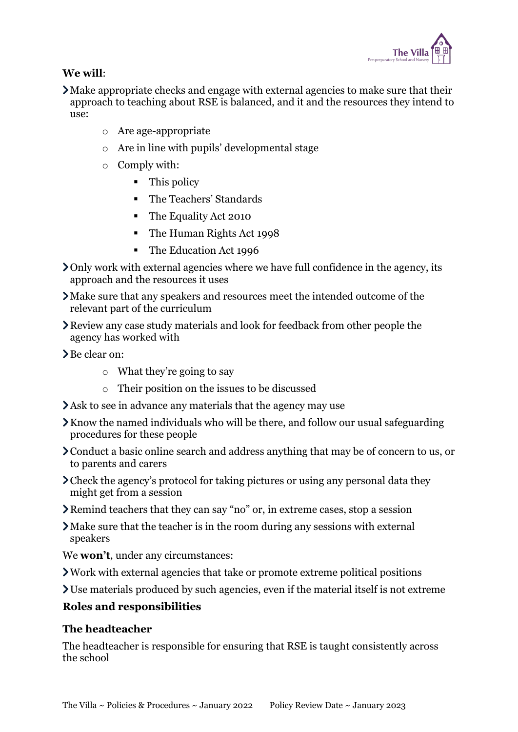**We will**:

- Make appropriate checks and engage with external agencies to make sure that their approach to teaching about RSE is balanced, and it and the resources they intend to use:
    - Are age-appropriate
    - Are in line with pupils' developmental stage
    - Comply with:
        - This policy
        - The Teachers' Standards
        - The Equality Act 2010
        - The Human Rights Act 1998
        - The Education Act 1996
- Only work with external agencies where we have full confidence in the agency, its approach and the resources it uses
- Make sure that any speakers and resources meet the intended outcome of the relevant part of the curriculum
- Review any case study materials and look for feedback from other people the agency has worked with
- Be clear on:
    - What they're going to say
    - Their position on the issues to be discussed
- Ask to see in advance any materials that the agency may use
- Know the named individuals who will be there, and follow our usual safeguarding procedures for these people
- Conduct a basic online search and address anything that may be of concern to us, or to parents and carers
- Check the agency's protocol for taking pictures or using any personal data they might get from a session
- Remind teachers that they can say "no" or, in extreme cases, stop a session
- Make sure that the teacher is in the room during any sessions with external speakers

We **won't**, under any circumstances:

- Work with external agencies that take or promote extreme political positions
- Use materials produced by such agencies, even if the material itself is not extreme

## Roles and responsibilities

### The headteacher

The headteacher is responsible for ensuring that RSE is taught consistently across the school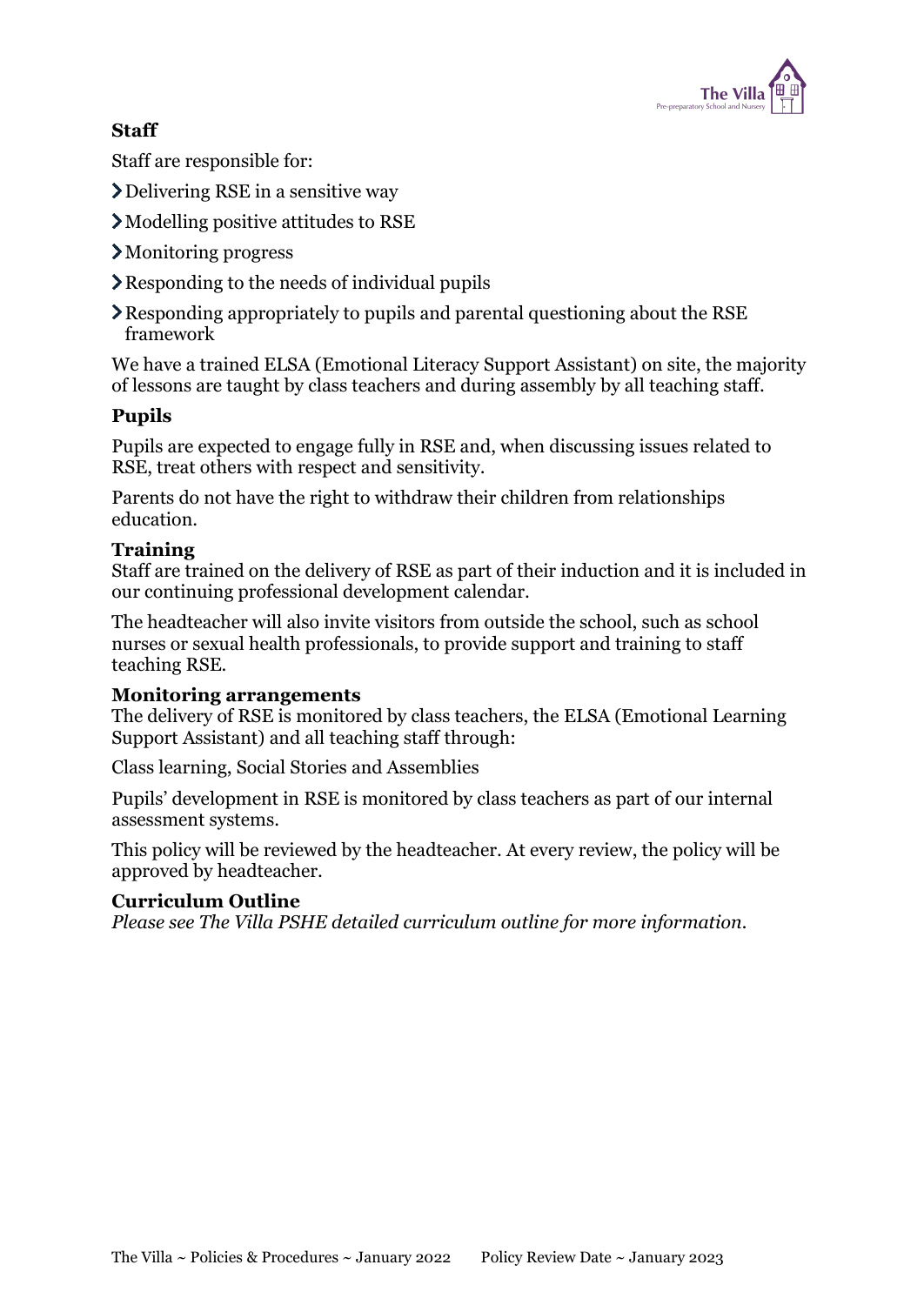### Staff

Staff are responsible for:

- Delivering RSE in a sensitive way
- Modelling positive attitudes to RSE
- Monitoring progress
- Responding to the needs of individual pupils
- Responding appropriately to pupils and parental questioning about the RSE framework

We have a trained ELSA (Emotional Literacy Support Assistant) on site, the majority of lessons are taught by class teachers and during assembly by all teaching staff.

### Pupils

Pupils are expected to engage fully in RSE and, when discussing issues related to RSE, treat others with respect and sensitivity.

Parents do not have the right to withdraw their children from relationships education.

### Training

Staff are trained on the delivery of RSE as part of their induction and it is included in our continuing professional development calendar.

The headteacher will also invite visitors from outside the school, such as school nurses or sexual health professionals, to provide support and training to staff teaching RSE.

### Monitoring arrangements

The delivery of RSE is monitored by class teachers, the ELSA (Emotional Learning Support Assistant) and all teaching staff through:

Class learning, Social Stories and Assemblies

Pupils' development in RSE is monitored by class teachers as part of our internal assessment systems.

This policy will be reviewed by the headteacher. At every review, the policy will be approved by headteacher.

### Curriculum Outline

*Please see The Villa PSHE detailed curriculum outline for more information.*